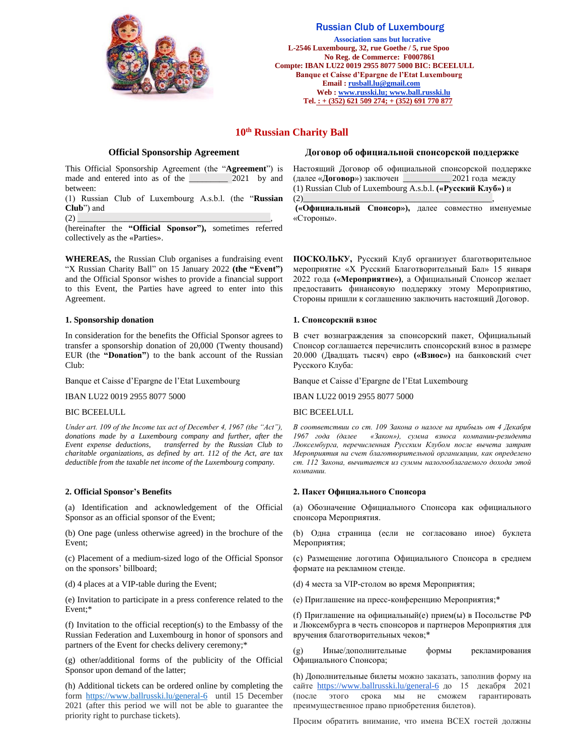**Russian Club of Luxembourg**

**Association sans but lucrative**
**L-2546 Luxembourg, 32, rue Goethe / 5, rue Spoo**
**No Reg. de Commerce: F0007861**
**Compte: IBAN LU22 0019 2955 8077 5000 BIC: BCEELULL**
**Banque et Caisse d'Epargne de l'Etat Luxembourg**
**Email : rusball.lu@gmail.com**
**Web : www.russki.lu; www.ball.russki.lu**
**Tel. : + (352) 621 509 274; + (352) 691 770 877**

# 10th Russian Charity Ball

## Official Sponsorship Agreement

This Official Sponsorship Agreement (the "**Agreement**") is made and entered into as of the _________ 2021 by and between:

(1) Russian Club of Luxembourg A.s.b.l. (the "**Russian Club**") and

(2) _____________________________________________,

(hereinafter the **"Official Sponsor"),** sometimes referred collectively as the «Parties».

**WHEREAS,** the Russian Club organises a fundraising event "X Russian Charity Ball" on 15 January 2022 **(the "Event")** and the Official Sponsor wishes to provide a financial support to this Event, the Parties have agreed to enter into this Agreement.

### 1. Sponsorship donation

In consideration for the benefits the Official Sponsor agrees to transfer a sponsorship donation of 20,000 (Twenty thousand) EUR (the **"Donation"**) to the bank account of the Russian Club:

Banque et Caisse d'Epargne de l'Etat Luxembourg

IBAN LU22 0019 2955 8077 5000

BIC BCEELULL

*Under art. 109 of the Income tax act of December 4, 1967 (the "Act"), donations made by a Luxembourg company and further, after the Event expense deductions, transferred by the Russian Club to charitable organizations, as defined by art. 112 of the Act, are tax deductible from the taxable net income of the Luxembourg company.*

### 2. Official Sponsor's Benefits

(a) Identification and acknowledgement of the Official Sponsor as an official sponsor of the Event;

(b) One page (unless otherwise agreed) in the brochure of the Event;

(c) Placement of a medium-sized logo of the Official Sponsor on the sponsors' billboard;

(d) 4 places at a VIP-table during the Event;

(e) Invitation to participate in a press conference related to the Event;*

(f) Invitation to the official reception(s) to the Embassy of the Russian Federation and Luxembourg in honor of sponsors and partners of the Event for checks delivery ceremony;*

(g) other/additional forms of the publicity of the Official Sponsor upon demand of the latter;

(h) Additional tickets can be ordered online by completing the form https://www.ballrusski.lu/general-6 until 15 December 2021 (after this period we will not be able to guarantee the priority right to purchase tickets).

## Договор об официальной спонсорской поддержке

Настоящий Договор об официальной спонсорской поддержке (далее «**Договор**») заключен __________ 2021 года между

(1) Russian Club of Luxembourg A.s.b.l. **(«Русский Клуб»)** и

(2)_____________________________________________,

**(«Официальный Спонсор»),** далее совместно именуемые «Стороны».

**ПОСКОЛЬКУ,** Русский Клуб организует благотворительное мероприятие «X Русский Благотворительный Бал» 15 января 2022 года **(«Мероприятие»)**, а Официальный Спонсор желает предоставить финансовую поддержку этому Мероприятию, Стороны пришли к соглашению заключить настоящий Договор.

### 1. Спонсорский взнос

В счет вознаграждения за спонсорский пакет, Официальный Спонсор соглашается перечислить спонсорский взнос в размере 20.000 (Двадцать тысяч) евро **(«Взнос»)** на банковский счет Русского Клуба:

Banque et Caisse d'Epargne de l'Etat Luxembourg

IBAN LU22 0019 2955 8077 5000

BIC BCEELULL

*В соответствии со ст. 109 Закона о налоге на прибыль от 4 Декабря 1967 года (далее «Закон»), сумма взноса компании-резидента Люксембурга, перечисленная Русским Клубом после вычета затрат Мероприятия на счет благотворительной организации, как определено ст. 112 Закона, вычитается из суммы налогооблагаемого дохода этой компании.*

### 2. Пакет Официального Спонсора

(a) Обозначение Официального Спонсора как официального спонсора Мероприятия.

(b) Одна страница (если не согласовано иное) буклета Мероприятия;

(c) Размещение логотипа Официального Спонсора в среднем формате на рекламном стенде.

(d) 4 места за VIP-столом во время Мероприятия;

(e) Приглашение на пресс-конференцию Мероприятия;*

(f) Приглашение на официальный(е) прием(ы) в Посольстве РФ и Люксембурга в честь спонсоров и партнеров Мероприятия для вручения благотворительных чеков;*

(g) Иные/дополнительные формы рекламирования Официального Спонсора;

(h) Дополнительные билеты можно заказать, заполнив форму на сайте https://www.ballrusski.lu/general-6 до 15 декабря 2021 (после этого срока мы не сможем гарантировать преимущественное право приобретения билетов).

Просим обратить внимание, что имена ВСЕХ гостей должны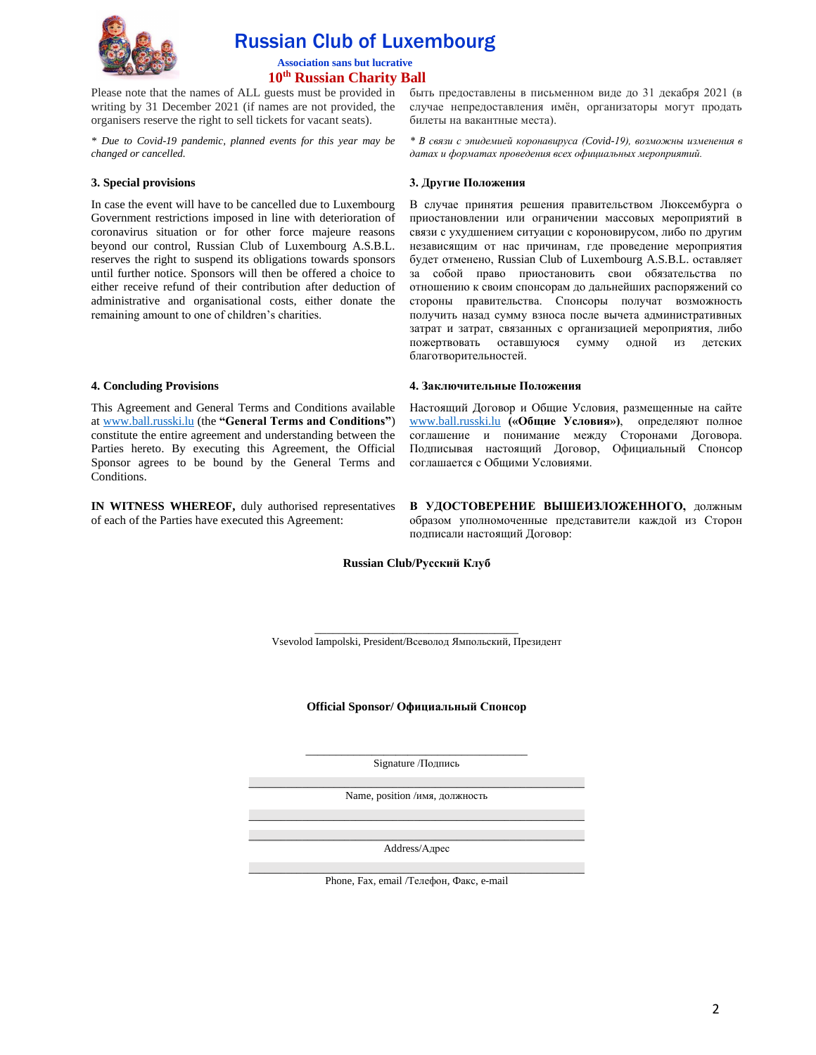# Russian Club of Luxembourg

**Association sans but lucrative**

## 10th Russian Charity Ball

Please note that the names of ALL guests must be provided in writing by 31 December 2021 (if names are not provided, the organisers reserve the right to sell tickets for vacant seats).

*\* Due to Covid-19 pandemic, planned events for this year may be changed or cancelled.*

быть предоставлены в письменном виде до 31 декабря 2021 (в случае непредоставления имён, организаторы могут продать билеты на вакантные места).

*\* В связи с эпидемией коронавируса (Covid-19), возможны изменения в датах и форматах проведения всех официальных мероприятий.*

### 3. Special provisions

In case the event will have to be cancelled due to Luxembourg Government restrictions imposed in line with deterioration of coronavirus situation or for other force majeure reasons beyond our control, Russian Club of Luxembourg A.S.B.L. reserves the right to suspend its obligations towards sponsors until further notice. Sponsors will then be offered a choice to either receive refund of their contribution after deduction of administrative and organisational costs, either donate the remaining amount to one of children's charities.

### 3. Другие Положения

В случае принятия решения правительством Люксембурга о приостановлении или ограничении массовых мероприятий в связи с ухудшением ситуации с короновирусом, либо по другим независящим от нас причинам, где проведение мероприятия будет отменено, Russian Club of Luxembourg A.S.B.L. оставляет за собой право приостановить свои обязательства по отношению к своим спонсорам до дальнейших распоряжений со стороны правительства. Спонсоры получат возможность получить назад сумму взноса после вычета административных затрат и затрат, связанных с организацией мероприятия, либо пожертвовать оставшуюся сумму одной из детских благотворительностей.

### 4. Concluding Provisions

This Agreement and General Terms and Conditions available at www.ball.russki.lu (the **"General Terms and Conditions"**) constitute the entire agreement and understanding between the Parties hereto. By executing this Agreement, the Official Sponsor agrees to be bound by the General Terms and Conditions.

### 4. Заключительные Положения

Настоящий Договор и Общие Условия, размещенные на сайте www.ball.russki.lu **(«Общие Условия»)**, определяют полное соглашение и понимание между Сторонами Договора. Подписывая настоящий Договор, Официальный Спонсор соглашается с Общими Условиями.

**IN WITNESS WHEREOF,** duly authorised representatives of each of the Parties have executed this Agreement:

**В УДОСТОВЕРЕНИЕ ВЫШЕИЗЛОЖЕННОГО,** должным образом уполномоченные представители каждой из Сторон подписали настоящий Договор:

**Russian Club/Русский Клуб**

\_\_\_\_\_\_\_\_\_\_\_\_\_\_\_\_\_\_\_\_\_\_\_\_\_\_\_\_\_\_\_\_\_\_\_

Vsevolod Iampolski, President/Всеволод Ямпольский, Президент

**Official Sponsor/ Официальный Спонсор**

\_\_\_\_\_\_\_\_\_\_\_\_\_\_\_\_\_\_\_\_\_\_\_\_\_\_\_\_\_\_\_\_\_\_\_

Signature /Подпись

\_\_\_\_\_\_\_\_\_\_\_\_\_\_\_\_\_\_\_\_\_\_\_\_\_\_\_\_\_\_\_\_\_\_\_

Name, position /имя, должность

\_\_\_\_\_\_\_\_\_\_\_\_\_\_\_\_\_\_\_\_\_\_\_\_\_\_\_\_\_\_\_\_\_\_\_

\_\_\_\_\_\_\_\_\_\_\_\_\_\_\_\_\_\_\_\_\_\_\_\_\_\_\_\_\_\_\_\_\_\_\_

Address/Адрес

\_\_\_\_\_\_\_\_\_\_\_\_\_\_\_\_\_\_\_\_\_\_\_\_\_\_\_\_\_\_\_\_\_\_\_

Phone, Fax, email /Телефон, Факс, e-mail